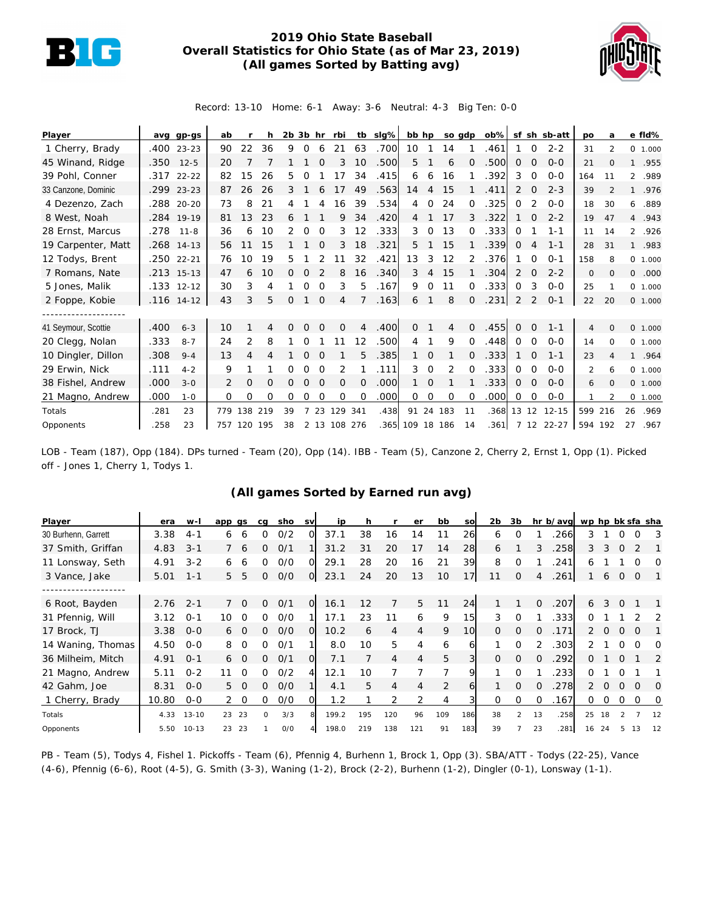# 2019 Ohio State Baseball
## Overall Statistics for Ohio State (as of Mar 23, 2019)
### (All games Sorted by Batting avg)

Record: 13-10 Home: 6-1 Away: 3-6 Neutral: 4-3 Big Ten: 0-0

| Player | avg | gp-gs | ab | r | h | 2b | 3b | hr | rbi | tb | slg% | bb | hp | so | gdp | ob% | sf | sh | sb-att | po | a | e | fld% |
|---|---|---|---|---|---|---|---|---|---|---|---|---|---|---|---|---|---|---|---|---|---|---|---|
| 1 Cherry, Brady | .400 | 23-23 | 90 | 22 | 36 | 9 | 0 | 6 | 21 | 63 | .700 | 10 | 1 | 14 | 1 | .461 | 1 | 0 | 2-2 | 31 | 2 | 0 | 1.000 |
| 45 Winand, Ridge | .350 | 12-5 | 20 | 7 | 7 | 1 | 1 | 0 | 3 | 10 | .500 | 5 | 1 | 6 | 0 | .500 | 0 | 0 | 0-0 | 21 | 0 | 1 | .955 |
| 39 Pohl, Conner | .317 | 22-22 | 82 | 15 | 26 | 5 | 0 | 1 | 17 | 34 | .415 | 6 | 6 | 16 | 1 | .392 | 3 | 0 | 0-0 | 164 | 11 | 2 | .989 |
| 33 Canzone, Dominic | .299 | 23-23 | 87 | 26 | 26 | 3 | 1 | 6 | 17 | 49 | .563 | 14 | 4 | 15 | 1 | .411 | 2 | 0 | 2-3 | 39 | 2 | 1 | .976 |
| 4 Dezenzo, Zach | .288 | 20-20 | 73 | 8 | 21 | 4 | 1 | 4 | 16 | 39 | .534 | 4 | 0 | 24 | 0 | .325 | 0 | 2 | 0-0 | 18 | 30 | 6 | .889 |
| 8 West, Noah | .284 | 19-19 | 81 | 13 | 23 | 6 | 1 | 1 | 9 | 34 | .420 | 4 | 1 | 17 | 3 | .322 | 1 | 0 | 2-2 | 19 | 47 | 4 | .943 |
| 28 Ernst, Marcus | .278 | 11-8 | 36 | 6 | 10 | 2 | 0 | 0 | 3 | 12 | .333 | 3 | 0 | 13 | 0 | .333 | 0 | 1 | 1-1 | 11 | 14 | 2 | .926 |
| 19 Carpenter, Matt | .268 | 14-13 | 56 | 11 | 15 | 1 | 1 | 0 | 3 | 18 | .321 | 5 | 1 | 15 | 1 | .339 | 0 | 4 | 1-1 | 28 | 31 | 1 | .983 |
| 12 Todys, Brent | .250 | 22-21 | 76 | 10 | 19 | 5 | 1 | 2 | 11 | 32 | .421 | 13 | 3 | 12 | 2 | .376 | 1 | 0 | 0-1 | 158 | 8 | 0 | 1.000 |
| 7 Romans, Nate | .213 | 15-13 | 47 | 6 | 10 | 0 | 0 | 2 | 8 | 16 | .340 | 3 | 4 | 15 | 1 | .304 | 2 | 0 | 2-2 | 0 | 0 | 0 | .000 |
| 5 Jones, Malik | .133 | 12-12 | 30 | 3 | 4 | 1 | 0 | 0 | 3 | 5 | .167 | 9 | 0 | 11 | 0 | .333 | 0 | 3 | 0-0 | 25 | 1 | 0 | 1.000 |
| 2 Foppe, Kobie | .116 | 14-12 | 43 | 3 | 5 | 0 | 1 | 0 | 4 | 7 | .163 | 6 | 1 | 8 | 0 | .231 | 2 | 2 | 0-1 | 22 | 20 | 0 | 1.000 |
| -------------------- | | | | | | | | | | | | | | | | | | | | | | | |
| 41 Seymour, Scottie | .400 | 6-3 | 10 | 1 | 4 | 0 | 0 | 0 | 0 | 4 | .400 | 0 | 1 | 4 | 0 | .455 | 0 | 0 | 1-1 | 4 | 0 | 0 | 1.000 |
| 20 Clegg, Nolan | .333 | 8-7 | 24 | 2 | 8 | 1 | 0 | 1 | 11 | 12 | .500 | 4 | 1 | 9 | 0 | .448 | 0 | 0 | 0-0 | 14 | 0 | 0 | 1.000 |
| 10 Dingler, Dillon | .308 | 9-4 | 13 | 4 | 4 | 1 | 0 | 0 | 1 | 5 | .385 | 1 | 0 | 1 | 0 | .333 | 1 | 0 | 1-1 | 23 | 4 | 1 | .964 |
| 29 Erwin, Nick | .111 | 4-2 | 9 | 1 | 1 | 0 | 0 | 0 | 2 | 1 | .111 | 3 | 0 | 2 | 0 | .333 | 0 | 0 | 0-0 | 2 | 6 | 0 | 1.000 |
| 38 Fishel, Andrew | .000 | 3-0 | 2 | 0 | 0 | 0 | 0 | 0 | 0 | 0 | .000 | 1 | 0 | 1 | 1 | .333 | 0 | 0 | 0-0 | 6 | 0 | 0 | 1.000 |
| 21 Magno, Andrew | .000 | 1-0 | 0 | 0 | 0 | 0 | 0 | 0 | 0 | 0 | .000 | 0 | 0 | 0 | 0 | .000 | 0 | 0 | 0-0 | 1 | 2 | 0 | 1.000 |
| Totals | .281 | 23 | 779 | 138 | 219 | 39 | 7 | 23 | 129 | 341 | .438 | 91 | 24 | 183 | 11 | .368 | 13 | 12 | 12-15 | 599 | 216 | 26 | .969 |
| Opponents | .258 | 23 | 757 | 120 | 195 | 38 | 2 | 13 | 108 | 276 | .365 | 109 | 18 | 186 | 14 | .361 | 7 | 12 | 22-27 | 594 | 192 | 27 | .967 |

LOB - Team (187), Opp (184). DPs turned - Team (20), Opp (14). IBB - Team (5), Canzone 2, Cherry 2, Ernst 1, Opp (1). Picked off - Jones 1, Cherry 1, Todys 1.

### (All games Sorted by Earned run avg)

| Player | era | w-l | app | gs | cg | sho | sv | ip | h | r | er | bb | so | 2b | 3b | hr | b/avg | wp | hp | bk | sfa | sha |
|---|---|---|---|---|---|---|---|---|---|---|---|---|---|---|---|---|---|---|---|---|---|---|
| 30 Burhenn, Garrett | 3.38 | 4-1 | 6 | 6 | 0 | 0/2 | 0 | 37.1 | 38 | 16 | 14 | 11 | 26 | 6 | 0 | 1 | .266 | 3 | 1 | 0 | 0 | 3 |
| 37 Smith, Griffan | 4.83 | 3-1 | 7 | 6 | 0 | 0/1 | 1 | 31.2 | 31 | 20 | 17 | 14 | 28 | 6 | 1 | 3 | .258 | 3 | 3 | 0 | 2 | 1 |
| 11 Lonsway, Seth | 4.91 | 3-2 | 6 | 6 | 0 | 0/0 | 0 | 29.1 | 28 | 20 | 16 | 21 | 39 | 8 | 0 | 1 | .241 | 6 | 1 | 1 | 0 | 0 |
| 3 Vance, Jake | 5.01 | 1-1 | 5 | 5 | 0 | 0/0 | 0 | 23.1 | 24 | 20 | 13 | 10 | 17 | 11 | 0 | 4 | .261 | 1 | 6 | 0 | 0 | 1 |
| -------------------- | | | | | | | | | | | | | | | | | | | | | | |
| 6 Root, Bayden | 2.76 | 2-1 | 7 | 0 | 0 | 0/1 | 0 | 16.1 | 12 | 7 | 5 | 11 | 24 | 1 | 1 | 0 | .207 | 6 | 3 | 0 | 1 | 1 |
| 31 Pfennig, Will | 3.12 | 0-1 | 10 | 0 | 0 | 0/0 | 1 | 17.1 | 23 | 11 | 6 | 9 | 15 | 3 | 0 | 1 | .333 | 0 | 1 | 1 | 2 | 2 |
| 17 Brock, TJ | 3.38 | 0-0 | 6 | 0 | 0 | 0/0 | 0 | 10.2 | 6 | 4 | 4 | 9 | 10 | 0 | 0 | 0 | .171 | 2 | 0 | 0 | 0 | 1 |
| 14 Waning, Thomas | 4.50 | 0-0 | 8 | 0 | 0 | 0/1 | 1 | 8.0 | 10 | 5 | 4 | 6 | 6 | 1 | 0 | 2 | .303 | 2 | 1 | 0 | 0 | 0 |
| 36 Milheim, Mitch | 4.91 | 0-1 | 6 | 0 | 0 | 0/1 | 0 | 7.1 | 7 | 4 | 4 | 5 | 3 | 0 | 0 | 0 | .292 | 0 | 1 | 0 | 1 | 2 |
| 21 Magno, Andrew | 5.11 | 0-2 | 11 | 0 | 0 | 0/2 | 4 | 12.1 | 10 | 7 | 7 | 7 | 9 | 1 | 0 | 1 | .233 | 0 | 1 | 0 | 1 | 1 |
| 42 Gahm, Joe | 8.31 | 0-0 | 5 | 0 | 0 | 0/0 | 1 | 4.1 | 5 | 4 | 4 | 2 | 6 | 1 | 0 | 0 | .278 | 2 | 0 | 0 | 0 | 0 |
| 1 Cherry, Brady | 10.80 | 0-0 | 2 | 0 | 0 | 0/0 | 0 | 1.2 | 1 | 2 | 2 | 4 | 3 | 0 | 0 | 0 | .167 | 0 | 0 | 0 | 0 | 0 |
| Totals | 4.33 | 13-10 | 23 | 23 | 0 | 3/3 | 8 | 199.2 | 195 | 120 | 96 | 109 | 186 | 38 | 2 | 13 | .258 | 25 | 18 | 2 | 7 | 12 |
| Opponents | 5.50 | 10-13 | 23 | 23 | 1 | 0/0 | 4 | 198.0 | 219 | 138 | 121 | 91 | 183 | 39 | 7 | 23 | .281 | 16 | 24 | 5 | 13 | 12 |

PB - Team (5), Todys 4, Fishel 1. Pickoffs - Team (6), Pfennig 4, Burhenn 1, Brock 1, Opp (3). SBA/ATT - Todys (22-25), Vance (4-6), Pfennig (6-6), Root (4-5), G. Smith (3-3), Waning (1-2), Brock (2-2), Burhenn (1-2), Dingler (0-1), Lonsway (1-1).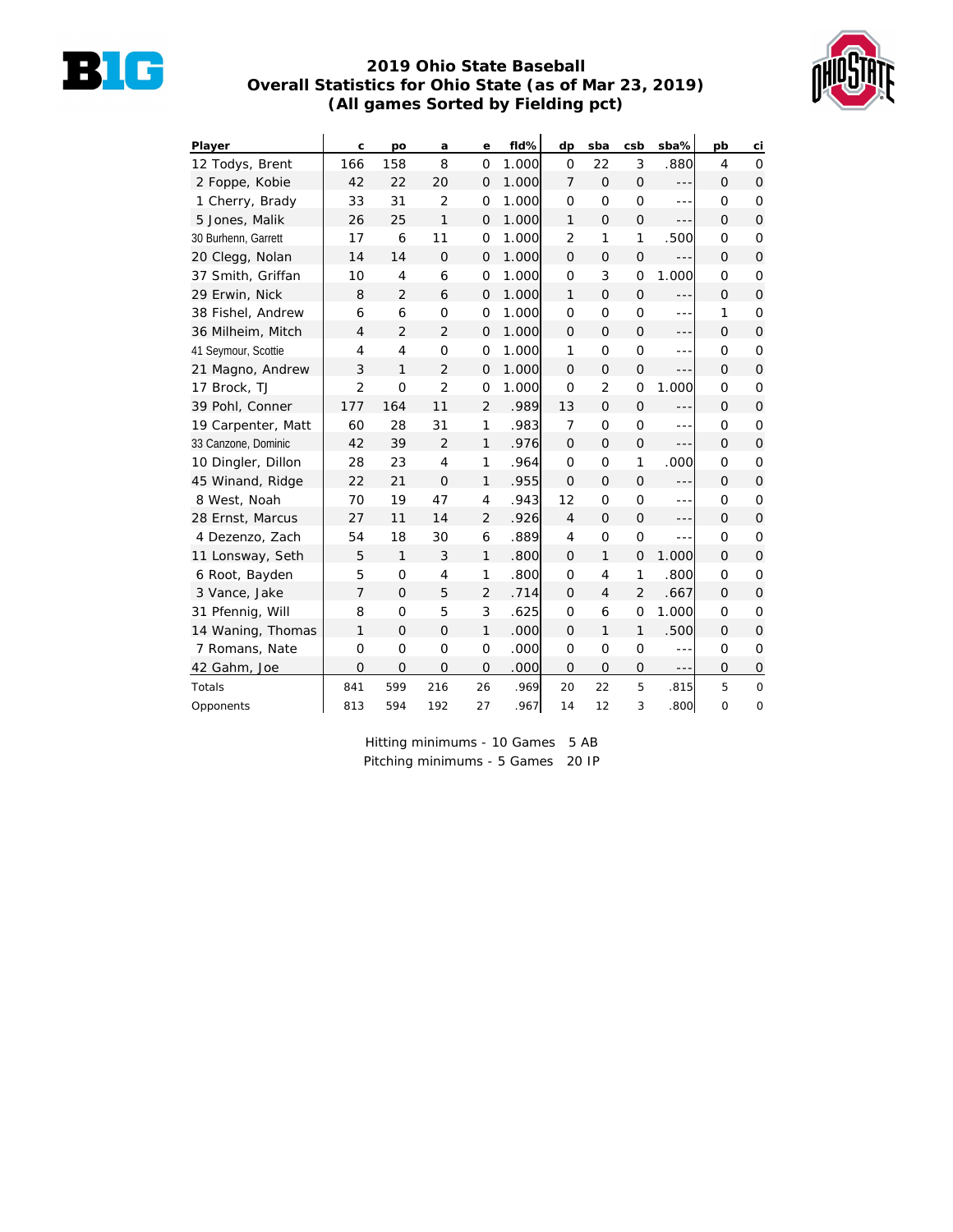**2019 Ohio State Baseball**
**Overall Statistics for Ohio State (as of Mar 23, 2019)**
**(All games Sorted by Fielding pct)**

| Player | c | po | a | e | fld% | dp | sba | csb | sba% | pb | ci |
|---|---|---|---|---|---|---|---|---|---|---|---|
| 12 Todys, Brent | 166 | 158 | 8 | 0 | 1.000 | 0 | 22 | 3 | .880 | 4 | 0 |
| 2 Foppe, Kobie | 42 | 22 | 20 | 0 | 1.000 | 7 | 0 | 0 | --- | 0 | 0 |
| 1 Cherry, Brady | 33 | 31 | 2 | 0 | 1.000 | 0 | 0 | 0 | --- | 0 | 0 |
| 5 Jones, Malik | 26 | 25 | 1 | 0 | 1.000 | 1 | 0 | 0 | --- | 0 | 0 |
| 30 Burhenn, Garrett | 17 | 6 | 11 | 0 | 1.000 | 2 | 1 | 1 | .500 | 0 | 0 |
| 20 Clegg, Nolan | 14 | 14 | 0 | 0 | 1.000 | 0 | 0 | 0 | --- | 0 | 0 |
| 37 Smith, Griffan | 10 | 4 | 6 | 0 | 1.000 | 0 | 3 | 0 | 1.000 | 0 | 0 |
| 29 Erwin, Nick | 8 | 2 | 6 | 0 | 1.000 | 1 | 0 | 0 | --- | 0 | 0 |
| 38 Fishel, Andrew | 6 | 6 | 0 | 0 | 1.000 | 0 | 0 | 0 | --- | 1 | 0 |
| 36 Milheim, Mitch | 4 | 2 | 2 | 0 | 1.000 | 0 | 0 | 0 | --- | 0 | 0 |
| 41 Seymour, Scottie | 4 | 4 | 0 | 0 | 1.000 | 1 | 0 | 0 | --- | 0 | 0 |
| 21 Magno, Andrew | 3 | 1 | 2 | 0 | 1.000 | 0 | 0 | 0 | --- | 0 | 0 |
| 17 Brock, TJ | 2 | 0 | 2 | 0 | 1.000 | 0 | 2 | 0 | 1.000 | 0 | 0 |
| 39 Pohl, Conner | 177 | 164 | 11 | 2 | .989 | 13 | 0 | 0 | --- | 0 | 0 |
| 19 Carpenter, Matt | 60 | 28 | 31 | 1 | .983 | 7 | 0 | 0 | --- | 0 | 0 |
| 33 Canzone, Dominic | 42 | 39 | 2 | 1 | .976 | 0 | 0 | 0 | --- | 0 | 0 |
| 10 Dingler, Dillon | 28 | 23 | 4 | 1 | .964 | 0 | 0 | 1 | .000 | 0 | 0 |
| 45 Winand, Ridge | 22 | 21 | 0 | 1 | .955 | 0 | 0 | 0 | --- | 0 | 0 |
| 8 West, Noah | 70 | 19 | 47 | 4 | .943 | 12 | 0 | 0 | --- | 0 | 0 |
| 28 Ernst, Marcus | 27 | 11 | 14 | 2 | .926 | 4 | 0 | 0 | --- | 0 | 0 |
| 4 Dezenzo, Zach | 54 | 18 | 30 | 6 | .889 | 4 | 0 | 0 | --- | 0 | 0 |
| 11 Lonsway, Seth | 5 | 1 | 3 | 1 | .800 | 0 | 1 | 0 | 1.000 | 0 | 0 |
| 6 Root, Bayden | 5 | 0 | 4 | 1 | .800 | 0 | 4 | 1 | .800 | 0 | 0 |
| 3 Vance, Jake | 7 | 0 | 5 | 2 | .714 | 0 | 4 | 2 | .667 | 0 | 0 |
| 31 Pfennig, Will | 8 | 0 | 5 | 3 | .625 | 0 | 6 | 0 | 1.000 | 0 | 0 |
| 14 Waning, Thomas | 1 | 0 | 0 | 1 | .000 | 0 | 1 | 1 | .500 | 0 | 0 |
| 7 Romans, Nate | 0 | 0 | 0 | 0 | .000 | 0 | 0 | 0 | --- | 0 | 0 |
| 42 Gahm, Joe | 0 | 0 | 0 | 0 | .000 | 0 | 0 | 0 | --- | 0 | 0 |
| Totals | 841 | 599 | 216 | 26 | .969 | 20 | 22 | 5 | .815 | 5 | 0 |
| Opponents | 813 | 594 | 192 | 27 | .967 | 14 | 12 | 3 | .800 | 0 | 0 |

Hitting minimums - 10 Games 5 AB
Pitching minimums - 5 Games 20 IP